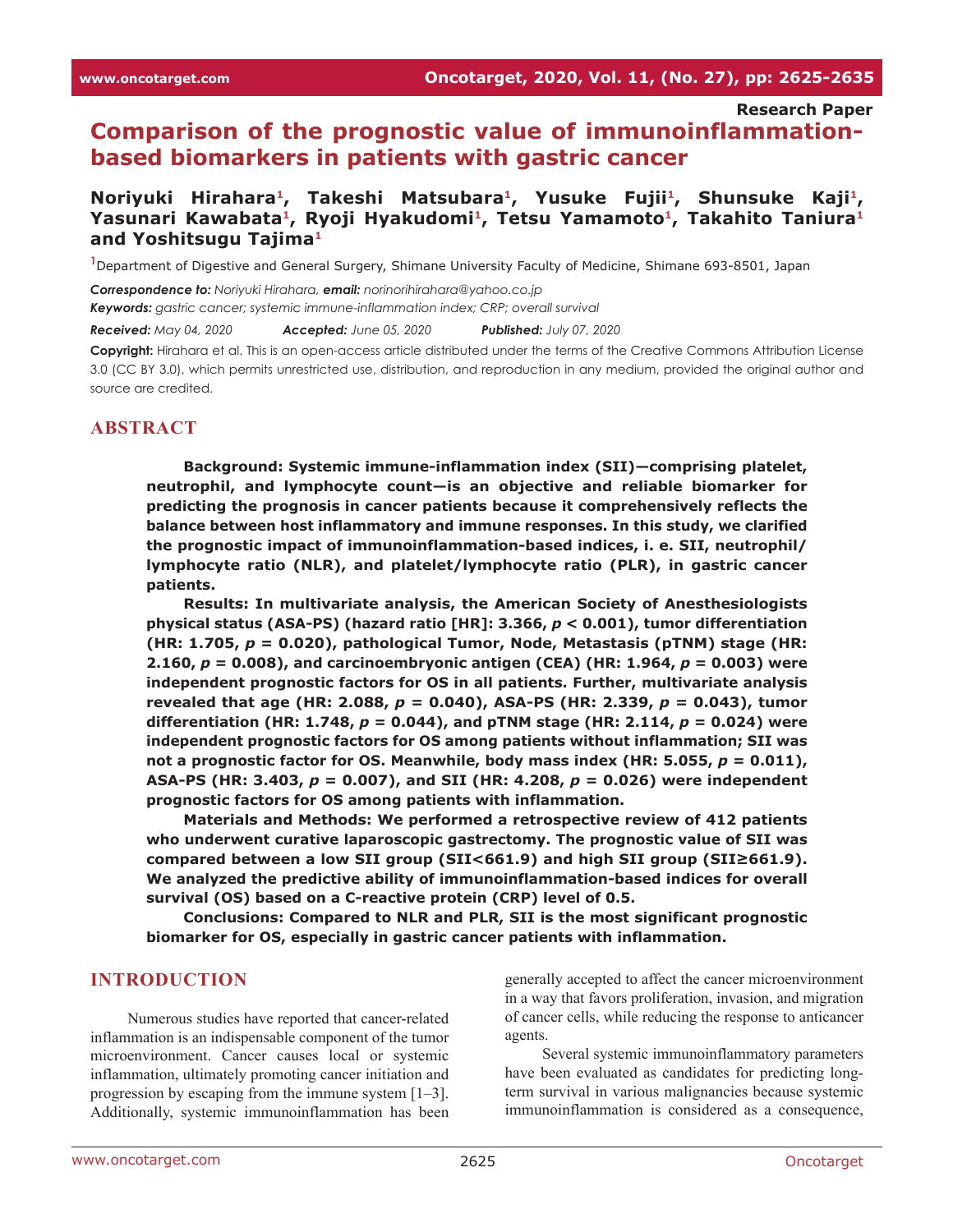Research Paper

# Comparison of the prognostic value of immunoinflammation-based biomarkers in patients with gastric cancer

**Noriyuki Hirahara[1], Takeshi Matsubara[1], Yusuke Fujii[1], Shunsuke Kaji[1], Yasunari Kawabata[1], Ryoji Hyakudomi[1], Tetsu Yamamoto[1], Takahito Taniura[1] and Yoshitsugu Tajima[1]**

[1]Department of Digestive and General Surgery, Shimane University Faculty of Medicine, Shimane 693-8501, Japan

***Correspondence to:*** *Noriyuki Hirahara,* ***email:*** *norinorihirahara@yahoo.co.jp*

***Keywords:*** *gastric cancer; systemic immune-inflammation index; CRP; overall survival*

***Received:*** *May 04, 2020* ***Accepted:*** *June 05, 2020* ***Published:*** *July 07, 2020*

**Copyright:** Hirahara et al. This is an open-access article distributed under the terms of the Creative Commons Attribution License 3.0 (CC BY 3.0), which permits unrestricted use, distribution, and reproduction in any medium, provided the original author and source are credited.

## ABSTRACT

**Background: Systemic immune-inflammation index (SII)—comprising platelet, neutrophil, and lymphocyte count—is an objective and reliable biomarker for predicting the prognosis in cancer patients because it comprehensively reflects the balance between host inflammatory and immune responses. In this study, we clarified the prognostic impact of immunoinflammation-based indices, i. e. SII, neutrophil/lymphocyte ratio (NLR), and platelet/lymphocyte ratio (PLR), in gastric cancer patients.**

**Results: In multivariate analysis, the American Society of Anesthesiologists physical status (ASA-PS) (hazard ratio [HR]: 3.366, *p* < 0.001), tumor differentiation (HR: 1.705, *p* = 0.020), pathological Tumor, Node, Metastasis (pTNM) stage (HR: 2.160, *p* = 0.008), and carcinoembryonic antigen (CEA) (HR: 1.964, *p* = 0.003) were independent prognostic factors for OS in all patients. Further, multivariate analysis revealed that age (HR: 2.088, *p* = 0.040), ASA-PS (HR: 2.339, *p* = 0.043), tumor differentiation (HR: 1.748, *p* = 0.044), and pTNM stage (HR: 2.114, *p* = 0.024) were independent prognostic factors for OS among patients without inflammation; SII was not a prognostic factor for OS. Meanwhile, body mass index (HR: 5.055, *p* = 0.011), ASA-PS (HR: 3.403, *p* = 0.007), and SII (HR: 4.208, *p* = 0.026) were independent prognostic factors for OS among patients with inflammation.**

**Materials and Methods: We performed a retrospective review of 412 patients who underwent curative laparoscopic gastrectomy. The prognostic value of SII was compared between a low SII group (SII<661.9) and high SII group (SII≥661.9). We analyzed the predictive ability of immunoinflammation-based indices for overall survival (OS) based on a C-reactive protein (CRP) level of 0.5.**

**Conclusions: Compared to NLR and PLR, SII is the most significant prognostic biomarker for OS, especially in gastric cancer patients with inflammation.**

## INTRODUCTION

Numerous studies have reported that cancer-related inflammation is an indispensable component of the tumor microenvironment. Cancer causes local or systemic inflammation, ultimately promoting cancer initiation and progression by escaping from the immune system [1–3]. Additionally, systemic immunoinflammation has been generally accepted to affect the cancer microenvironment in a way that favors proliferation, invasion, and migration of cancer cells, while reducing the response to anticancer agents.

Several systemic immunoinflammatory parameters have been evaluated as candidates for predicting long-term survival in various malignancies because systemic immunoinflammation is considered as a consequence,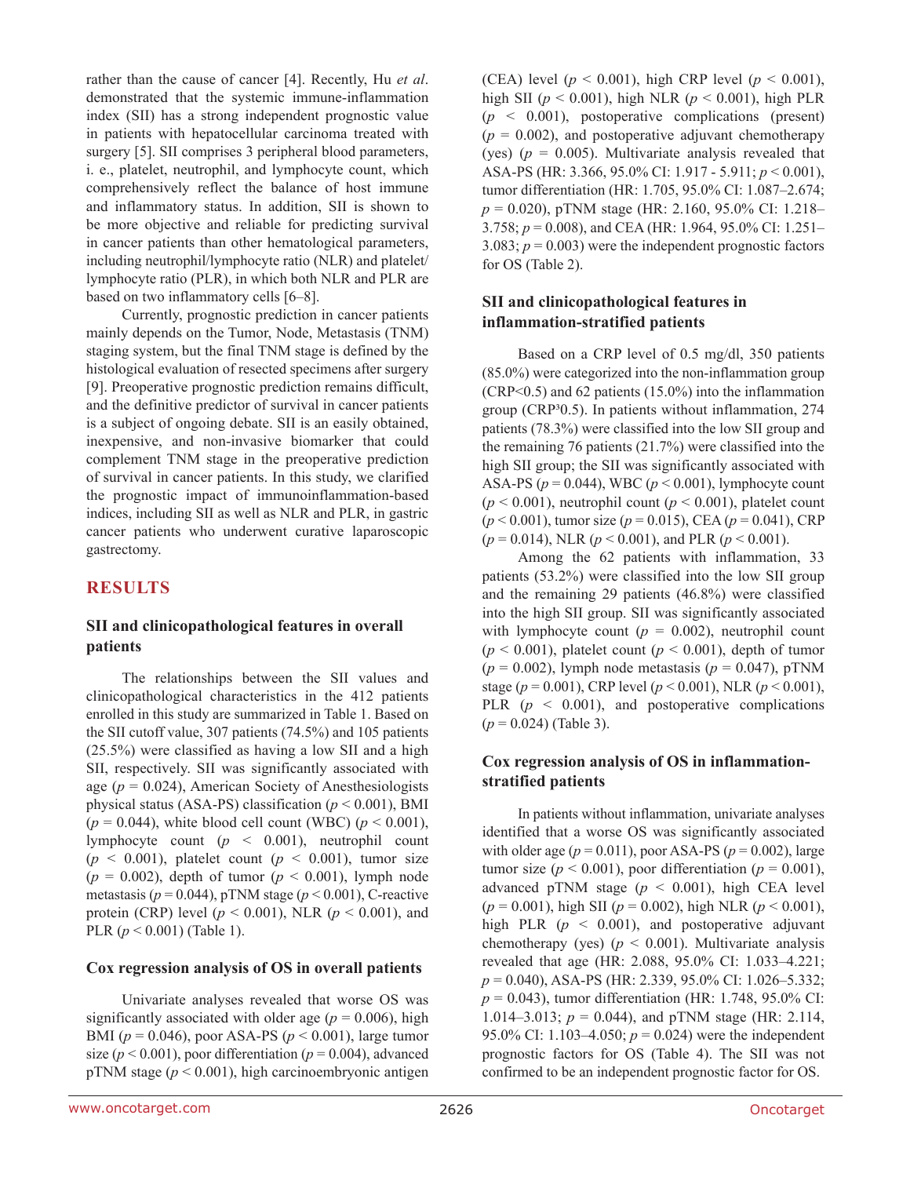rather than the cause of cancer [4]. Recently, Hu *et al*. demonstrated that the systemic immune-inflammation index (SII) has a strong independent prognostic value in patients with hepatocellular carcinoma treated with surgery [5]. SII comprises 3 peripheral blood parameters, i. e., platelet, neutrophil, and lymphocyte count, which comprehensively reflect the balance of host immune and inflammatory status. In addition, SII is shown to be more objective and reliable for predicting survival in cancer patients than other hematological parameters, including neutrophil/lymphocyte ratio (NLR) and platelet/lymphocyte ratio (PLR), in which both NLR and PLR are based on two inflammatory cells [6–8].

Currently, prognostic prediction in cancer patients mainly depends on the Tumor, Node, Metastasis (TNM) staging system, but the final TNM stage is defined by the histological evaluation of resected specimens after surgery [9]. Preoperative prognostic prediction remains difficult, and the definitive predictor of survival in cancer patients is a subject of ongoing debate. SII is an easily obtained, inexpensive, and non-invasive biomarker that could complement TNM stage in the preoperative prediction of survival in cancer patients. In this study, we clarified the prognostic impact of immunoinflammation-based indices, including SII as well as NLR and PLR, in gastric cancer patients who underwent curative laparoscopic gastrectomy.

## RESULTS

### SII and clinicopathological features in overall patients

The relationships between the SII values and clinicopathological characteristics in the 412 patients enrolled in this study are summarized in Table 1. Based on the SII cutoff value, 307 patients (74.5%) and 105 patients (25.5%) were classified as having a low SII and a high SII, respectively. SII was significantly associated with age ($p = 0.024$), American Society of Anesthesiologists physical status (ASA-PS) classification ($p < 0.001$), BMI ($p = 0.044$), white blood cell count (WBC) ($p < 0.001$), lymphocyte count ($p < 0.001$), neutrophil count ($p < 0.001$), platelet count ($p < 0.001$), tumor size ($p = 0.002$), depth of tumor ($p < 0.001$), lymph node metastasis ($p = 0.044$), pTNM stage ($p < 0.001$), C-reactive protein (CRP) level ($p < 0.001$), NLR ($p < 0.001$), and PLR ($p < 0.001$) (Table 1).

### Cox regression analysis of OS in overall patients

Univariate analyses revealed that worse OS was significantly associated with older age ($p = 0.006$), high BMI ($p = 0.046$), poor ASA-PS ($p < 0.001$), large tumor size ($p < 0.001$), poor differentiation ($p = 0.004$), advanced pTNM stage ($p < 0.001$), high carcinoembryonic antigen (CEA) level ($p < 0.001$), high CRP level ($p < 0.001$), high SII ($p < 0.001$), high NLR ($p < 0.001$), high PLR ($p < 0.001$), postoperative complications (present) ($p = 0.002$), and postoperative adjuvant chemotherapy (yes) ($p = 0.005$). Multivariate analysis revealed that ASA-PS (HR: 3.366, 95.0% CI: 1.917 - 5.911; $p < 0.001$), tumor differentiation (HR: 1.705, 95.0% CI: 1.087–2.674; $p = 0.020$), pTNM stage (HR: 2.160, 95.0% CI: 1.218–3.758; $p = 0.008$), and CEA (HR: 1.964, 95.0% CI: 1.251–3.083; $p = 0.003$) were the independent prognostic factors for OS (Table 2).

### SII and clinicopathological features in inflammation-stratified patients

Based on a CRP level of 0.5 mg/dl, 350 patients (85.0%) were categorized into the non-inflammation group (CRP<0.5) and 62 patients (15.0%) into the inflammation group (CRP³0.5). In patients without inflammation, 274 patients (78.3%) were classified into the low SII group and the remaining 76 patients (21.7%) were classified into the high SII group; the SII was significantly associated with ASA-PS ($p = 0.044$), WBC ($p < 0.001$), lymphocyte count ($p < 0.001$), neutrophil count ($p < 0.001$), platelet count ($p < 0.001$), tumor size ($p = 0.015$), CEA ($p = 0.041$), CRP ($p = 0.014$), NLR ($p < 0.001$), and PLR ($p < 0.001$).

Among the 62 patients with inflammation, 33 patients (53.2%) were classified into the low SII group and the remaining 29 patients (46.8%) were classified into the high SII group. SII was significantly associated with lymphocyte count ($p = 0.002$), neutrophil count ($p < 0.001$), platelet count ($p < 0.001$), depth of tumor ($p = 0.002$), lymph node metastasis ($p = 0.047$), pTNM stage ($p = 0.001$), CRP level ($p < 0.001$), NLR ($p < 0.001$), PLR ($p < 0.001$), and postoperative complications ($p = 0.024$) (Table 3).

### Cox regression analysis of OS in inflammation-stratified patients

In patients without inflammation, univariate analyses identified that a worse OS was significantly associated with older age ($p = 0.011$), poor ASA-PS ($p = 0.002$), large tumor size ($p < 0.001$), poor differentiation ($p = 0.001$), advanced pTNM stage ($p < 0.001$), high CEA level ($p = 0.001$), high SII ($p = 0.002$), high NLR ($p < 0.001$), high PLR ($p < 0.001$), and postoperative adjuvant chemotherapy (yes) ($p < 0.001$). Multivariate analysis revealed that age (HR: 2.088, 95.0% CI: 1.033–4.221; $p = 0.040$), ASA-PS (HR: 2.339, 95.0% CI: 1.026–5.332; $p = 0.043$), tumor differentiation (HR: 1.748, 95.0% CI: 1.014–3.013; $p = 0.044$), and pTNM stage (HR: 2.114, 95.0% CI: 1.103–4.050; $p = 0.024$) were the independent prognostic factors for OS (Table 4). The SII was not confirmed to be an independent prognostic factor for OS.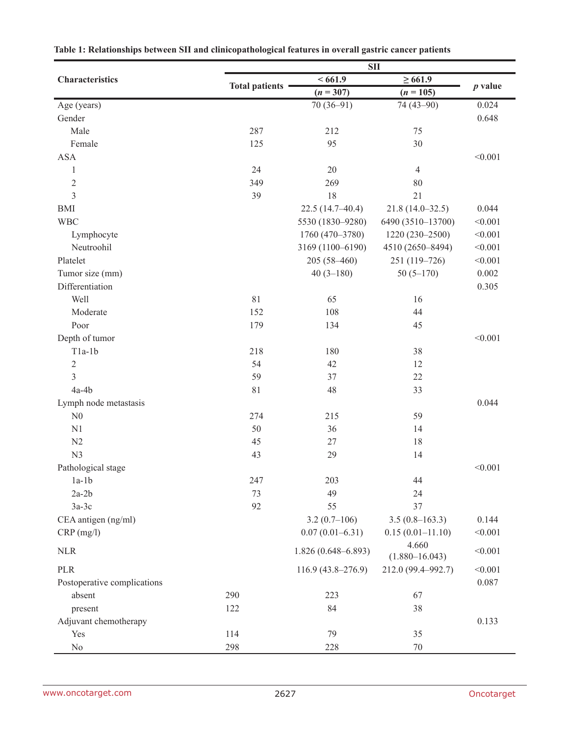**Table 1: Relationships between SII and clinicopathological features in overall gastric cancer patients**

| Characteristics | Total patients | SII < 661.9 ($n$ = 307) | SII ≥ 661.9 ($n$ = 105) | $p$ value |
|---|---|---|---|---|
| Age (years) | | 70 (36–91) | 74 (43–90) | 0.024 |
| Gender | | | | 0.648 |
| Male | 287 | 212 | 75 | |
| Female | 125 | 95 | 30 | |
| ASA | | | | <0.001 |
| 1 | 24 | 20 | 4 | |
| 2 | 349 | 269 | 80 | |
| 3 | 39 | 18 | 21 | |
| BMI | | 22.5 (14.7–40.4) | 21.8 (14.0–32.5) | 0.044 |
| WBC | | 5530 (1830–9280) | 6490 (3510–13700) | <0.001 |
| Lymphocyte | | 1760 (470–3780) | 1220 (230–2500) | <0.001 |
| Neutroohil | | 3169 (1100–6190) | 4510 (2650–8494) | <0.001 |
| Platelet | | 205 (58–460) | 251 (119–726) | <0.001 |
| Tumor size (mm) | | 40 (3–180) | 50 (5–170) | 0.002 |
| Differentiation | | | | 0.305 |
| Well | 81 | 65 | 16 | |
| Moderate | 152 | 108 | 44 | |
| Poor | 179 | 134 | 45 | |
| Depth of tumor | | | | <0.001 |
| T1a-1b | 218 | 180 | 38 | |
| 2 | 54 | 42 | 12 | |
| 3 | 59 | 37 | 22 | |
| 4a-4b | 81 | 48 | 33 | |
| Lymph node metastasis | | | | 0.044 |
| N0 | 274 | 215 | 59 | |
| N1 | 50 | 36 | 14 | |
| N2 | 45 | 27 | 18 | |
| N3 | 43 | 29 | 14 | |
| Pathological stage | | | | <0.001 |
| 1a-1b | 247 | 203 | 44 | |
| 2a-2b | 73 | 49 | 24 | |
| 3a-3c | 92 | 55 | 37 | |
| CEA antigen (ng/ml) | | 3.2 (0.7–106) | 3.5 (0.8–163.3) | 0.144 |
| CRP (mg/l) | | 0.07 (0.01–6.31) | 0.15 (0.01–11.10) | <0.001 |
| NLR | | 1.826 (0.648–6.893) | 4.660 (1.880–16.043) | <0.001 |
| PLR | | 116.9 (43.8–276.9) | 212.0 (99.4–992.7) | <0.001 |
| Postoperative complications | | | | 0.087 |
| absent | 290 | 223 | 67 | |
| present | 122 | 84 | 38 | |
| Adjuvant chemotherapy | | | | 0.133 |
| Yes | 114 | 79 | 35 | |
| No | 298 | 228 | 70 | |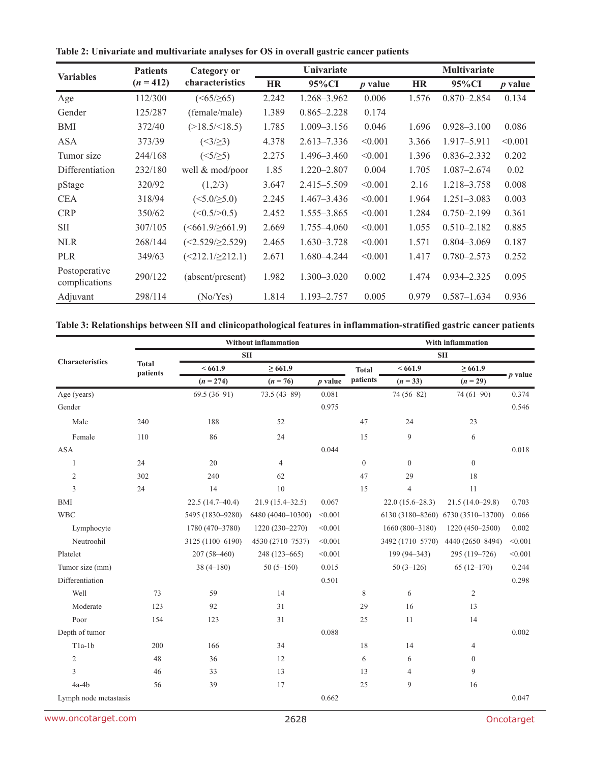**Table 2: Univariate and multivariate analyses for OS in overall gastric cancer patients**

| Variables | Patients ($n$ = 412) | Category or characteristics | Univariate | | | Multivariate | | |
|---|---|---|---|---|---|---|---|---|
| | | | HR | 95%CI | $p$ value | HR | 95%CI | $p$ value |
| Age | 112/300 | (<65/≥65) | 2.242 | 1.268–3.962 | 0.006 | 1.576 | 0.870–2.854 | 0.134 |
| Gender | 125/287 | (female/male) | 1.389 | 0.865–2.228 | 0.174 | | | |
| BMI | 372/40 | (>18.5/<18.5) | 1.785 | 1.009–3.156 | 0.046 | 1.696 | 0.928–3.100 | 0.086 |
| ASA | 373/39 | (<3/≥3) | 4.378 | 2.613–7.336 | <0.001 | 3.366 | 1.917–5.911 | <0.001 |
| Tumor size | 244/168 | (<5/≥5) | 2.275 | 1.496–3.460 | <0.001 | 1.396 | 0.836–2.332 | 0.202 |
| Differentiation | 232/180 | well & mod/poor | 1.85 | 1.220–2.807 | 0.004 | 1.705 | 1.087–2.674 | 0.02 |
| pStage | 320/92 | (1,2/3) | 3.647 | 2.415–5.509 | <0.001 | 2.16 | 1.218–3.758 | 0.008 |
| CEA | 318/94 | (<5.0/≥5.0) | 2.245 | 1.467–3.436 | <0.001 | 1.964 | 1.251–3.083 | 0.003 |
| CRP | 350/62 | (<0.5/>0.5) | 2.452 | 1.555–3.865 | <0.001 | 1.284 | 0.750–2.199 | 0.361 |
| SII | 307/105 | (<661.9/≥661.9) | 2.669 | 1.755–4.060 | <0.001 | 1.055 | 0.510–2.182 | 0.885 |
| NLR | 268/144 | (<2.529/≥2.529) | 2.465 | 1.630–3.728 | <0.001 | 1.571 | 0.804–3.069 | 0.187 |
| PLR | 349/63 | (<212.1/≥212.1) | 2.671 | 1.680–4.244 | <0.001 | 1.417 | 0.780–2.573 | 0.252 |
| Postoperative complications | 290/122 | (absent/present) | 1.982 | 1.300–3.020 | 0.002 | 1.474 | 0.934–2.325 | 0.095 |
| Adjuvant | 298/114 | (No/Yes) | 1.814 | 1.193–2.757 | 0.005 | 0.979 | 0.587–1.634 | 0.936 |

**Table 3: Relationships between SII and clinicopathological features in inflammation-stratified gastric cancer patients**

| Characteristics | Without inflammation | | | | With inflammation | | | |
|---|---|---|---|---|---|---|---|---|
| | Total patients | SII | | | Total patients | SII | | $p$ value |
| | | < 661.9 ($n$ = 274) | ≥ 661.9 ($n$ = 76) | $p$ value | | < 661.9 ($n$ = 33) | ≥ 661.9 ($n$ = 29) | |
| Age (years) | | 69.5 (36–91) | 73.5 (43–89) | 0.081 | | 74 (56–82) | 74 (61–90) | 0.374 |
| Gender | | | | 0.975 | | | | 0.546 |
| Male | 240 | 188 | 52 | | 47 | 24 | 23 | |
| Female | 110 | 86 | 24 | | 15 | 9 | 6 | |
| ASA | | | | 0.044 | | | | 0.018 |
| 1 | 24 | 20 | 4 | | 0 | 0 | 0 | |
| 2 | 302 | 240 | 62 | | 47 | 29 | 18 | |
| 3 | 24 | 14 | 10 | | 15 | 4 | 11 | |
| BMI | | 22.5 (14.7–40.4) | 21.9 (15.4–32.5) | 0.067 | | 22.0 (15.6–28.3) | 21.5 (14.0–29.8) | 0.703 |
| WBC | | 5495 (1830–9280) | 6480 (4040–10300) | <0.001 | | 6130 (3180–8260) | 6730 (3510–13700) | 0.066 |
| Lymphocyte | | 1780 (470–3780) | 1220 (230–2270) | <0.001 | | 1660 (800–3180) | 1220 (450–2500) | 0.002 |
| Neutroohil | | 3125 (1100–6190) | 4530 (2710–7537) | <0.001 | | 3492 (1710–5770) | 4440 (2650–8494) | <0.001 |
| Platelet | | 207 (58–460) | 248 (123–665) | <0.001 | | 199 (94–343) | 295 (119–726) | <0.001 |
| Tumor size (mm) | | 38 (4–180) | 50 (5–150) | 0.015 | | 50 (3–126) | 65 (12–170) | 0.244 |
| Differentiation | | | | 0.501 | | | | 0.298 |
| Well | 73 | 59 | 14 | | 8 | 6 | 2 | |
| Moderate | 123 | 92 | 31 | | 29 | 16 | 13 | |
| Poor | 154 | 123 | 31 | | 25 | 11 | 14 | |
| Depth of tumor | | | | 0.088 | | | | 0.002 |
| T1a-1b | 200 | 166 | 34 | | 18 | 14 | 4 | |
| 2 | 48 | 36 | 12 | | 6 | 6 | 0 | |
| 3 | 46 | 33 | 13 | | 13 | 4 | 9 | |
| 4a-4b | 56 | 39 | 17 | | 25 | 9 | 16 | |
| Lymph node metastasis | | | | 0.662 | | | | 0.047 |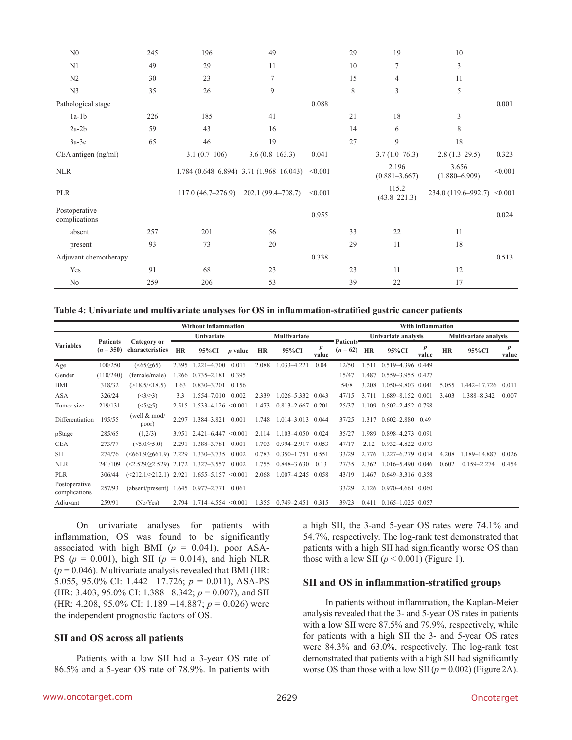| | | | | | | | | |
|---|---|---|---|---|---|---|---|---|
| N0 | 245 | 196 | 49 | | 29 | 19 | 10 | |
| N1 | 49 | 29 | 11 | | 10 | 7 | 3 | |
| N2 | 30 | 23 | 7 | | 15 | 4 | 11 | |
| N3 | 35 | 26 | 9 | | 8 | 3 | 5 | |
| Pathological stage | | | | 0.088 | | | | 0.001 |
| 1a-1b | 226 | 185 | 41 | | 21 | 18 | 3 | |
| 2a-2b | 59 | 43 | 16 | | 14 | 6 | 8 | |
| 3a-3c | 65 | 46 | 19 | | 27 | 9 | 18 | |
| CEA antigen (ng/ml) | | 3.1 (0.7–106) | 3.6 (0.8–163.3) | 0.041 | | 3.7 (1.0–76.3) | 2.8 (1.3–29.5) | 0.323 |
| NLR | | 1.784 (0.648–6.894) | 3.71 (1.968–16.043) | <0.001 | | 2.196 (0.881–3.667) | 3.656 (1.880–6.909) | <0.001 |
| PLR | | 117.0 (46.7–276.9) | 202.1 (99.4–708.7) | <0.001 | | 115.2 (43.8–221.3) | 234.0 (119.6–992.7) | <0.001 |
| Postoperative complications | | | | 0.955 | | | | 0.024 |
| absent | 257 | 201 | 56 | | 33 | 22 | 11 | |
| present | 93 | 73 | 20 | | 29 | 11 | 18 | |
| Adjuvant chemotherapy | | | | 0.338 | | | | 0.513 |
| Yes | 91 | 68 | 23 | | 23 | 11 | 12 | |
| No | 259 | 206 | 53 | | 39 | 22 | 17 | |

**Table 4: Univariate and multivariate analyses for OS in inflammation-stratified gastric cancer patients**

| Variables | Patients (*n* = 350) | Category or characteristics | Without inflammation | | | | | | Patients (*n* = 62) | With inflammation | | | | | |
|---|---|---|---|---|---|---|---|---|---|---|---|---|---|---|---|
| | | | Univariate | | | Multivariate | | | | Univariate analysis | | | Multivariate analysis | | |
| | | | HR | 95%CI | *p* value | HR | 95%CI | *p* value | | HR | 95%CI | *p* value | HR | 95%CI | *p* value |
| Age | 100/250 | (<65/≥65) | 2.395 | 1.221–4.700 | 0.011 | 2.088 | 1.033–4.221 | 0.04 | 12/50 | 1.511 | 0.519–4.396 | 0.449 | | | |
| Gender | (110/240) | (female/male) | 1.266 | 0.735–2.181 | 0.395 | | | | 15/47 | 1.487 | 0.559–3.955 | 0.427 | | | |
| BMI | 318/32 | (>18.5/<18.5) | 1.63 | 0.830–3.201 | 0.156 | | | | 54/8 | 3.208 | 1.050–9.803 | 0.041 | 5.055 | 1.442–17.726 | 0.011 |
| ASA | 326/24 | (<3/≥3) | 3.3 | 1.554–7.010 | 0.002 | 2.339 | 1.026–5.332 | 0.043 | 47/15 | 3.711 | 1.689–8.152 | 0.001 | 3.403 | 1.388–8.342 | 0.007 |
| Tumor size | 219/131 | (<5/≥5) | 2.515 | 1.533–4.126 | <0.001 | 1.473 | 0.813–2.667 | 0.201 | 25/37 | 1.109 | 0.502–2.452 | 0.798 | | | |
| Differentiation | 195/55 | (well & mod/poor) | 2.297 | 1.384–3.821 | 0.001 | 1.748 | 1.014–3.013 | 0.044 | 37/25 | 1.317 | 0.602–2.880 | 0.49 | | | |
| pStage | 285/65 | (1,2/3) | 3.951 | 2.421–6.447 | <0.001 | 2.114 | 1.103–4.050 | 0.024 | 35/27 | 1.989 | 0.898–4.273 | 0.091 | | | |
| CEA | 273/77 | (<5.0/≥5.0) | 2.291 | 1.388–3.781 | 0.001 | 1.703 | 0.994–2.917 | 0.053 | 47/17 | 2.12 | 0.932–4.822 | 0.073 | | | |
| SII | 274/76 | (<661.9/≥661.9) | 2.229 | 1.330–3.735 | 0.002 | 0.783 | 0.350–1.751 | 0.551 | 33/29 | 2.776 | 1.227–6.279 | 0.014 | 4.208 | 1.189–14.887 | 0.026 |
| NLR | 241/109 | (<2.529/≥2.529) | 2.172 | 1.327–3.557 | 0.002 | 1.755 | 0.848–3.630 | 0.13 | 27/35 | 2.362 | 1.016–5.490 | 0.046 | 0.602 | 0.159–2.274 | 0.454 |
| PLR | 306/44 | (<212.1/≥212.1) | 2.921 | 1.655–5.157 | <0.001 | 2.068 | 1.007–4.245 | 0.058 | 43/19 | 1.467 | 0.649–3.316 | 0.358 | | | |
| Postoperative complications | 257/93 | (absent/present) | 1.645 | 0.977–2.771 | 0.061 | | | | 33/29 | 2.126 | 0.970–4.661 | 0.060 | | | |
| Adjuvant | 259/91 | (No/Yes) | 2.794 | 1.714–4.554 | <0.001 | 1.355 | 0.749–2.451 | 0.315 | 39/23 | 0.411 | 0.165–1.025 | 0.057 | | | |

On univariate analyses for patients with inflammation, OS was found to be significantly associated with high BMI ($p$ = 0.041), poor ASA-PS ($p$ = 0.001), high SII ($p$ = 0.014), and high NLR ($p$ = 0.046). Multivariate analysis revealed that BMI (HR: 5.055, 95.0% CI: 1.442– 17.726; $p$ = 0.011), ASA-PS (HR: 3.403, 95.0% CI: 1.388 –8.342; $p$ = 0.007), and SII (HR: 4.208, 95.0% CI: 1.189 –14.887; $p$ = 0.026) were the independent prognostic factors of OS.

### SII and OS across all patients

Patients with a low SII had a 3-year OS rate of 86.5% and a 5-year OS rate of 78.9%. In patients with a high SII, the 3-and 5-year OS rates were 74.1% and 54.7%, respectively. The log-rank test demonstrated that patients with a high SII had significantly worse OS than those with a low SII ($p$ < 0.001) (Figure 1).

### SII and OS in inflammation-stratified groups

In patients without inflammation, the Kaplan-Meier analysis revealed that the 3- and 5-year OS rates in patients with a low SII were 87.5% and 79.9%, respectively, while for patients with a high SII the 3- and 5-year OS rates were 84.3% and 63.0%, respectively. The log-rank test demonstrated that patients with a high SII had significantly worse OS than those with a low SII ($p$ = 0.002) (Figure 2A).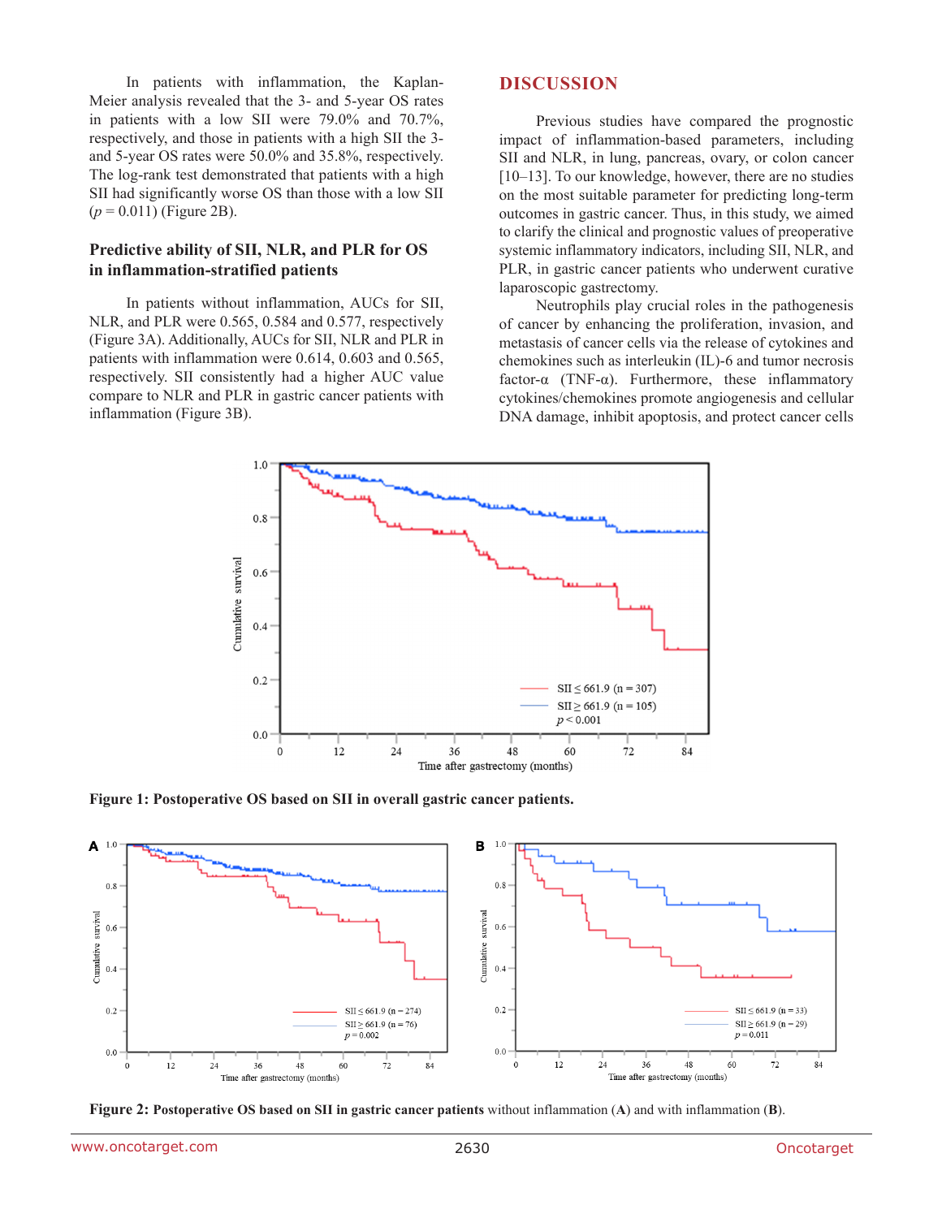In patients with inflammation, the Kaplan-Meier analysis revealed that the 3- and 5-year OS rates in patients with a low SII were 79.0% and 70.7%, respectively, and those in patients with a high SII the 3- and 5-year OS rates were 50.0% and 35.8%, respectively. The log-rank test demonstrated that patients with a high SII had significantly worse OS than those with a low SII ($p = 0.011$) (Figure 2B).

### Predictive ability of SII, NLR, and PLR for OS in inflammation-stratified patients

In patients without inflammation, AUCs for SII, NLR, and PLR were 0.565, 0.584 and 0.577, respectively (Figure 3A). Additionally, AUCs for SII, NLR and PLR in patients with inflammation were 0.614, 0.603 and 0.565, respectively. SII consistently had a higher AUC value compare to NLR and PLR in gastric cancer patients with inflammation (Figure 3B).

## DISCUSSION

Previous studies have compared the prognostic impact of inflammation-based parameters, including SII and NLR, in lung, pancreas, ovary, or colon cancer [10–13]. To our knowledge, however, there are no studies on the most suitable parameter for predicting long-term outcomes in gastric cancer. Thus, in this study, we aimed to clarify the clinical and prognostic values of preoperative systemic inflammatory indicators, including SII, NLR, and PLR, in gastric cancer patients who underwent curative laparoscopic gastrectomy.

Neutrophils play crucial roles in the pathogenesis of cancer by enhancing the proliferation, invasion, and metastasis of cancer cells via the release of cytokines and chemokines such as interleukin (IL)-6 and tumor necrosis factor-α (TNF-α). Furthermore, these inflammatory cytokines/chemokines promote angiogenesis and cellular DNA damage, inhibit apoptosis, and protect cancer cells

**Figure 1: Postoperative OS based on SII in overall gastric cancer patients.**

**Figure 2: Postoperative OS based on SII in gastric cancer patients** without inflammation (**A**) and with inflammation (**B**).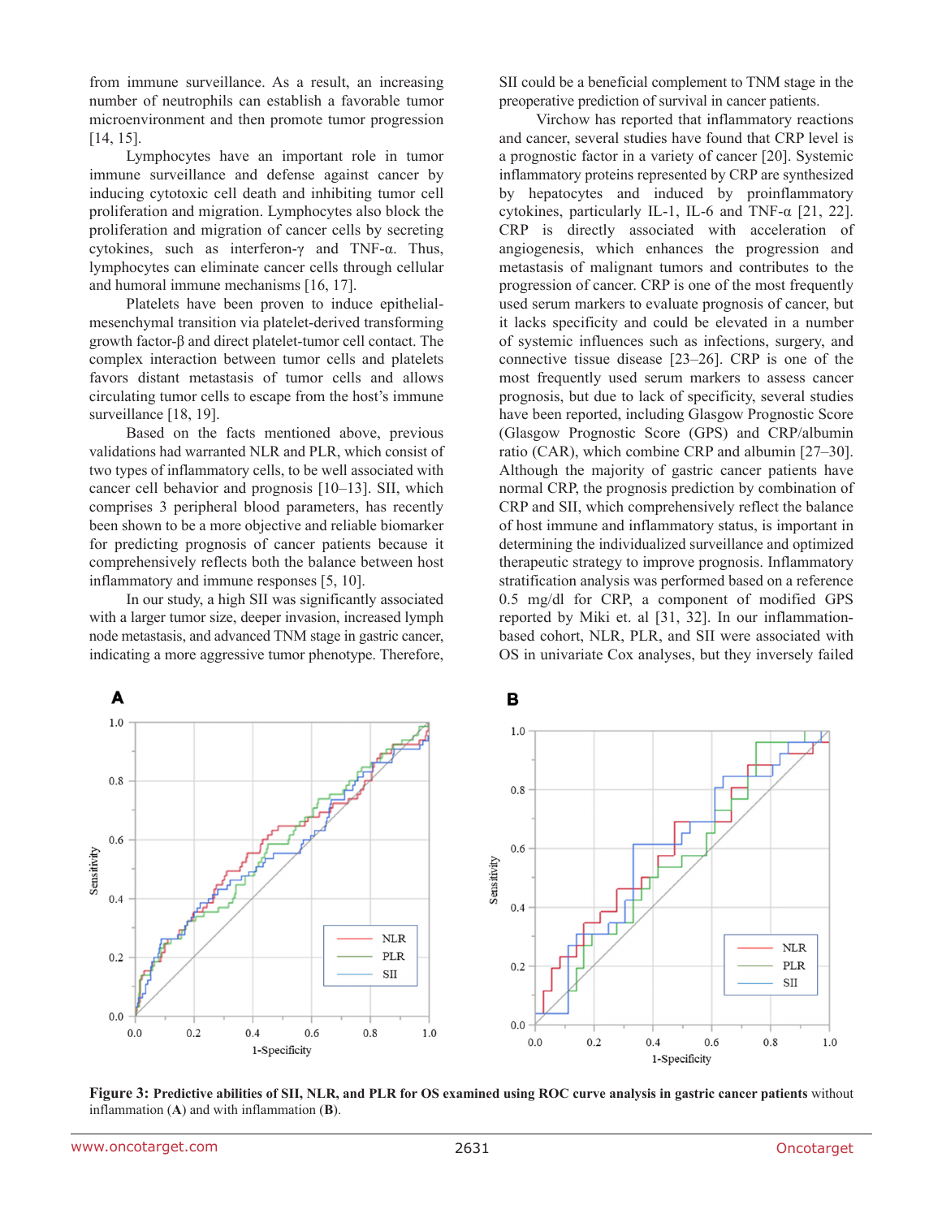from immune surveillance. As a result, an increasing number of neutrophils can establish a favorable tumor microenvironment and then promote tumor progression [14, 15].

Lymphocytes have an important role in tumor immune surveillance and defense against cancer by inducing cytotoxic cell death and inhibiting tumor cell proliferation and migration. Lymphocytes also block the proliferation and migration of cancer cells by secreting cytokines, such as interferon-γ and TNF-α. Thus, lymphocytes can eliminate cancer cells through cellular and humoral immune mechanisms [16, 17].

Platelets have been proven to induce epithelial-mesenchymal transition via platelet-derived transforming growth factor-β and direct platelet-tumor cell contact. The complex interaction between tumor cells and platelets favors distant metastasis of tumor cells and allows circulating tumor cells to escape from the host's immune surveillance [18, 19].

Based on the facts mentioned above, previous validations had warranted NLR and PLR, which consist of two types of inflammatory cells, to be well associated with cancer cell behavior and prognosis [10–13]. SII, which comprises 3 peripheral blood parameters, has recently been shown to be a more objective and reliable biomarker for predicting prognosis of cancer patients because it comprehensively reflects both the balance between host inflammatory and immune responses [5, 10].

In our study, a high SII was significantly associated with a larger tumor size, deeper invasion, increased lymph node metastasis, and advanced TNM stage in gastric cancer, indicating a more aggressive tumor phenotype. Therefore, SII could be a beneficial complement to TNM stage in the preoperative prediction of survival in cancer patients.

Virchow has reported that inflammatory reactions and cancer, several studies have found that CRP level is a prognostic factor in a variety of cancer [20]. Systemic inflammatory proteins represented by CRP are synthesized by hepatocytes and induced by proinflammatory cytokines, particularly IL-1, IL-6 and TNF-α [21, 22]. CRP is directly associated with acceleration of angiogenesis, which enhances the progression and metastasis of malignant tumors and contributes to the progression of cancer. CRP is one of the most frequently used serum markers to evaluate prognosis of cancer, but it lacks specificity and could be elevated in a number of systemic influences such as infections, surgery, and connective tissue disease [23–26]. CRP is one of the most frequently used serum markers to assess cancer prognosis, but due to lack of specificity, several studies have been reported, including Glasgow Prognostic Score (Glasgow Prognostic Score (GPS) and CRP/albumin ratio (CAR), which combine CRP and albumin [27–30]. Although the majority of gastric cancer patients have normal CRP, the prognosis prediction by combination of CRP and SII, which comprehensively reflect the balance of host immune and inflammatory status, is important in determining the individualized surveillance and optimized therapeutic strategy to improve prognosis. Inflammatory stratification analysis was performed based on a reference 0.5 mg/dl for CRP, a component of modified GPS reported by Miki et. al [31, 32]. In our inflammation-based cohort, NLR, PLR, and SII were associated with OS in univariate Cox analyses, but they inversely failed

**Figure 3: Predictive abilities of SII, NLR, and PLR for OS examined using ROC curve analysis in gastric cancer patients** without inflammation (**A**) and with inflammation (**B**).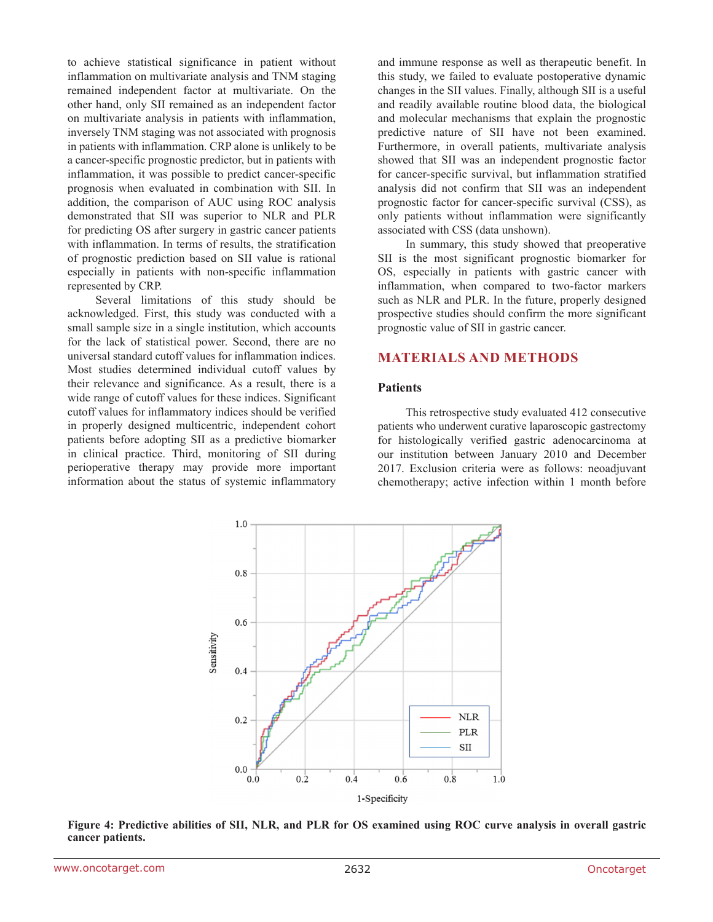to achieve statistical significance in patient without inflammation on multivariate analysis and TNM staging remained independent factor at multivariate. On the other hand, only SII remained as an independent factor on multivariate analysis in patients with inflammation, inversely TNM staging was not associated with prognosis in patients with inflammation. CRP alone is unlikely to be a cancer-specific prognostic predictor, but in patients with inflammation, it was possible to predict cancer-specific prognosis when evaluated in combination with SII. In addition, the comparison of AUC using ROC analysis demonstrated that SII was superior to NLR and PLR for predicting OS after surgery in gastric cancer patients with inflammation. In terms of results, the stratification of prognostic prediction based on SII value is rational especially in patients with non-specific inflammation represented by CRP.

Several limitations of this study should be acknowledged. First, this study was conducted with a small sample size in a single institution, which accounts for the lack of statistical power. Second, there are no universal standard cutoff values for inflammation indices. Most studies determined individual cutoff values by their relevance and significance. As a result, there is a wide range of cutoff values for these indices. Significant cutoff values for inflammatory indices should be verified in properly designed multicentric, independent cohort patients before adopting SII as a predictive biomarker in clinical practice. Third, monitoring of SII during perioperative therapy may provide more important information about the status of systemic inflammatory and immune response as well as therapeutic benefit. In this study, we failed to evaluate postoperative dynamic changes in the SII values. Finally, although SII is a useful and readily available routine blood data, the biological and molecular mechanisms that explain the prognostic predictive nature of SII have not been examined. Furthermore, in overall patients, multivariate analysis showed that SII was an independent prognostic factor for cancer-specific survival, but inflammation stratified analysis did not confirm that SII was an independent prognostic factor for cancer-specific survival (CSS), as only patients without inflammation were significantly associated with CSS (data unshown).

In summary, this study showed that preoperative SII is the most significant prognostic biomarker for OS, especially in patients with gastric cancer with inflammation, when compared to two-factor markers such as NLR and PLR. In the future, properly designed prospective studies should confirm the more significant prognostic value of SII in gastric cancer.

## MATERIALS AND METHODS

### Patients

This retrospective study evaluated 412 consecutive patients who underwent curative laparoscopic gastrectomy for histologically verified gastric adenocarcinoma at our institution between January 2010 and December 2017. Exclusion criteria were as follows: neoadjuvant chemotherapy; active infection within 1 month before

**Figure 4: Predictive abilities of SII, NLR, and PLR for OS examined using ROC curve analysis in overall gastric cancer patients.**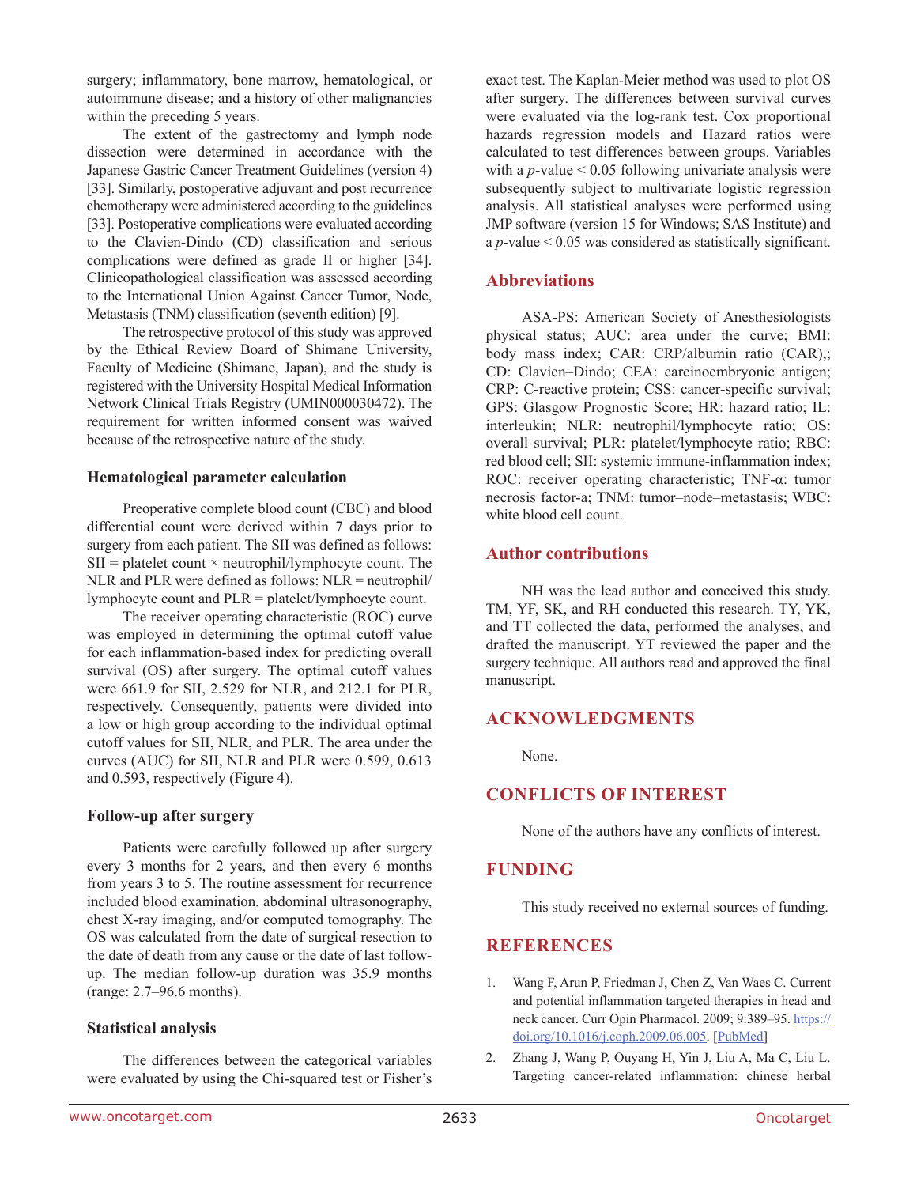surgery; inflammatory, bone marrow, hematological, or autoimmune disease; and a history of other malignancies within the preceding 5 years.

The extent of the gastrectomy and lymph node dissection were determined in accordance with the Japanese Gastric Cancer Treatment Guidelines (version 4) [33]. Similarly, postoperative adjuvant and post recurrence chemotherapy were administered according to the guidelines [33]. Postoperative complications were evaluated according to the Clavien-Dindo (CD) classification and serious complications were defined as grade II or higher [34]. Clinicopathological classification was assessed according to the International Union Against Cancer Tumor, Node, Metastasis (TNM) classification (seventh edition) [9].

The retrospective protocol of this study was approved by the Ethical Review Board of Shimane University, Faculty of Medicine (Shimane, Japan), and the study is registered with the University Hospital Medical Information Network Clinical Trials Registry (UMIN000030472). The requirement for written informed consent was waived because of the retrospective nature of the study.

### Hematological parameter calculation

Preoperative complete blood count (CBC) and blood differential count were derived within 7 days prior to surgery from each patient. The SII was defined as follows: SII = platelet count × neutrophil/lymphocyte count. The NLR and PLR were defined as follows: NLR = neutrophil/lymphocyte count and PLR = platelet/lymphocyte count.

The receiver operating characteristic (ROC) curve was employed in determining the optimal cutoff value for each inflammation-based index for predicting overall survival (OS) after surgery. The optimal cutoff values were 661.9 for SII, 2.529 for NLR, and 212.1 for PLR, respectively. Consequently, patients were divided into a low or high group according to the individual optimal cutoff values for SII, NLR, and PLR. The area under the curves (AUC) for SII, NLR and PLR were 0.599, 0.613 and 0.593, respectively (Figure 4).

### Follow-up after surgery

Patients were carefully followed up after surgery every 3 months for 2 years, and then every 6 months from years 3 to 5. The routine assessment for recurrence included blood examination, abdominal ultrasonography, chest X-ray imaging, and/or computed tomography. The OS was calculated from the date of surgical resection to the date of death from any cause or the date of last follow-up. The median follow-up duration was 35.9 months (range: 2.7–96.6 months).

### Statistical analysis

The differences between the categorical variables were evaluated by using the Chi-squared test or Fisher's exact test. The Kaplan-Meier method was used to plot OS after surgery. The differences between survival curves were evaluated via the log-rank test. Cox proportional hazards regression models and Hazard ratios were calculated to test differences between groups. Variables with a $p$-value $< 0.05$ following univariate analysis were subsequently subject to multivariate logistic regression analysis. All statistical analyses were performed using JMP software (version 15 for Windows; SAS Institute) and a $p$-value $< 0.05$ was considered as statistically significant.

## Abbreviations

ASA-PS: American Society of Anesthesiologists physical status; AUC: area under the curve; BMI: body mass index; CAR: CRP/albumin ratio (CAR),; CD: Clavien–Dindo; CEA: carcinoembryonic antigen; CRP: C-reactive protein; CSS: cancer-specific survival; GPS: Glasgow Prognostic Score; HR: hazard ratio; IL: interleukin; NLR: neutrophil/lymphocyte ratio; OS: overall survival; PLR: platelet/lymphocyte ratio; RBC: red blood cell; SII: systemic immune-inflammation index; ROC: receiver operating characteristic; TNF-α: tumor necrosis factor-a; TNM: tumor–node–metastasis; WBC: white blood cell count.

## Author contributions

NH was the lead author and conceived this study. TM, YF, SK, and RH conducted this research. TY, YK, and TT collected the data, performed the analyses, and drafted the manuscript. YT reviewed the paper and the surgery technique. All authors read and approved the final manuscript.

## ACKNOWLEDGMENTS

None.

## CONFLICTS OF INTEREST

None of the authors have any conflicts of interest.

## FUNDING

This study received no external sources of funding.

## REFERENCES

1. Wang F, Arun P, Friedman J, Chen Z, Van Waes C. Current and potential inflammation targeted therapies in head and neck cancer. Curr Opin Pharmacol. 2009; 9:389–95. https://doi.org/10.1016/j.coph.2009.06.005. [PubMed]
2. Zhang J, Wang P, Ouyang H, Yin J, Liu A, Ma C, Liu L. Targeting cancer-related inflammation: chinese herbal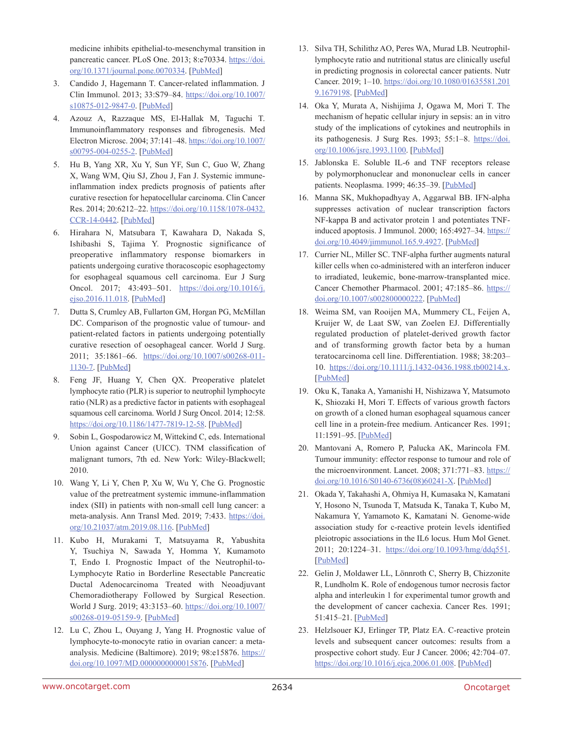medicine inhibits epithelial-to-mesenchymal transition in pancreatic cancer. PLoS One. 2013; 8:e70334. https://doi.org/10.1371/journal.pone.0070334. [PubMed]

3. Candido J, Hagemann T. Cancer-related inflammation. J Clin Immunol. 2013; 33:S79–84. https://doi.org/10.1007/s10875-012-9847-0. [PubMed]

4. Azouz A, Razzaque MS, El-Hallak M, Taguchi T. Immunoinflammatory responses and fibrogenesis. Med Electron Microsc. 2004; 37:141–48. https://doi.org/10.1007/s00795-004-0255-2. [PubMed]

5. Hu B, Yang XR, Xu Y, Sun YF, Sun C, Guo W, Zhang X, Wang WM, Qiu SJ, Zhou J, Fan J. Systemic immune-inflammation index predicts prognosis of patients after curative resection for hepatocellular carcinoma. Clin Cancer Res. 2014; 20:6212–22. https://doi.org/10.1158/1078-0432.CCR-14-0442. [PubMed]

6. Hirahara N, Matsubara T, Kawahara D, Nakada S, Ishibashi S, Tajima Y. Prognostic significance of preoperative inflammatory response biomarkers in patients undergoing curative thoracoscopic esophagectomy for esophageal squamous cell carcinoma. Eur J Surg Oncol. 2017; 43:493–501. https://doi.org/10.1016/j.ejso.2016.11.018. [PubMed]

7. Dutta S, Crumley AB, Fullarton GM, Horgan PG, McMillan DC. Comparison of the prognostic value of tumour- and patient-related factors in patients undergoing potentially curative resection of oesophageal cancer. World J Surg. 2011; 35:1861–66. https://doi.org/10.1007/s00268-011-1130-7. [PubMed]

8. Feng JF, Huang Y, Chen QX. Preoperative platelet lymphocyte ratio (PLR) is superior to neutrophil lymphocyte ratio (NLR) as a predictive factor in patients with esophageal squamous cell carcinoma. World J Surg Oncol. 2014; 12:58. https://doi.org/10.1186/1477-7819-12-58. [PubMed]

9. Sobin L, Gospodarowicz M, Wittekind C, eds. International Union against Cancer (UICC). TNM classification of malignant tumors, 7th ed. New York: Wiley-Blackwell; 2010.

10. Wang Y, Li Y, Chen P, Xu W, Wu Y, Che G. Prognostic value of the pretreatment systemic immune-inflammation index (SII) in patients with non-small cell lung cancer: a meta-analysis. Ann Transl Med. 2019; 7:433. https://doi.org/10.21037/atm.2019.08.116. [PubMed]

11. Kubo H, Murakami T, Matsuyama R, Yabushita Y, Tsuchiya N, Sawada Y, Homma Y, Kumamoto T, Endo I. Prognostic Impact of the Neutrophil-to-Lymphocyte Ratio in Borderline Resectable Pancreatic Ductal Adenocarcinoma Treated with Neoadjuvant Chemoradiotherapy Followed by Surgical Resection. World J Surg. 2019; 43:3153–60. https://doi.org/10.1007/s00268-019-05159-9. [PubMed]

12. Lu C, Zhou L, Ouyang J, Yang H. Prognostic value of lymphocyte-to-monocyte ratio in ovarian cancer: a meta-analysis. Medicine (Baltimore). 2019; 98:e15876. https://doi.org/10.1097/MD.0000000000015876. [PubMed]

13. Silva TH, Schilithz AO, Peres WA, Murad LB. Neutrophil-lymphocyte ratio and nutritional status are clinically useful in predicting prognosis in colorectal cancer patients. Nutr Cancer. 2019; 1–10. https://doi.org/10.1080/01635581.2019.1679198. [PubMed]

14. Oka Y, Murata A, Nishijima J, Ogawa M, Mori T. The mechanism of hepatic cellular injury in sepsis: an in vitro study of the implications of cytokines and neutrophils in its pathogenesis. J Surg Res. 1993; 55:1–8. https://doi.org/10.1006/jsre.1993.1100. [PubMed]

15. Jablonska E. Soluble IL-6 and TNF receptors release by polymorphonuclear and mononuclear cells in cancer patients. Neoplasma. 1999; 46:35–39. [PubMed]

16. Manna SK, Mukhopadhyay A, Aggarwal BB. IFN-alpha suppresses activation of nuclear transcription factors NF-kappa B and activator protein 1 and potentiates TNF-induced apoptosis. J Immunol. 2000; 165:4927–34. https://doi.org/10.4049/jimmunol.165.9.4927. [PubMed]

17. Currier NL, Miller SC. TNF-alpha further augments natural killer cells when co-administered with an interferon inducer to irradiated, leukemic, bone-marrow-transplanted mice. Cancer Chemother Pharmacol. 2001; 47:185–86. https://doi.org/10.1007/s002800000222. [PubMed]

18. Weima SM, van Rooijen MA, Mummery CL, Feijen A, Kruijer W, de Laat SW, van Zoelen EJ. Differentially regulated production of platelet-derived growth factor and of transforming growth factor beta by a human teratocarcinoma cell line. Differentiation. 1988; 38:203–10. https://doi.org/10.1111/j.1432-0436.1988.tb00214.x. [PubMed]

19. Oku K, Tanaka A, Yamanishi H, Nishizawa Y, Matsumoto K, Shiozaki H, Mori T. Effects of various growth factors on growth of a cloned human esophageal squamous cancer cell line in a protein-free medium. Anticancer Res. 1991; 11:1591–95. [PubMed]

20. Mantovani A, Romero P, Palucka AK, Marincola FM. Tumour immunity: effector response to tumour and role of the microenvironment. Lancet. 2008; 371:771–83. https://doi.org/10.1016/S0140-6736(08)60241-X. [PubMed]

21. Okada Y, Takahashi A, Ohmiya H, Kumasaka N, Kamatani Y, Hosono N, Tsunoda T, Matsuda K, Tanaka T, Kubo M, Nakamura Y, Yamamoto K, Kamatani N. Genome-wide association study for c-reactive protein levels identified pleiotropic associations in the IL6 locus. Hum Mol Genet. 2011; 20:1224–31. https://doi.org/10.1093/hmg/ddq551. [PubMed]

22. Gelin J, Moldawer LL, Lönnroth C, Sherry B, Chizzonite R, Lundholm K. Role of endogenous tumor necrosis factor alpha and interleukin 1 for experimental tumor growth and the development of cancer cachexia. Cancer Res. 1991; 51:415–21. [PubMed]

23. Helzlsouer KJ, Erlinger TP, Platz EA. C-reactive protein levels and subsequent cancer outcomes: results from a prospective cohort study. Eur J Cancer. 2006; 42:704–07. https://doi.org/10.1016/j.ejca.2006.01.008. [PubMed]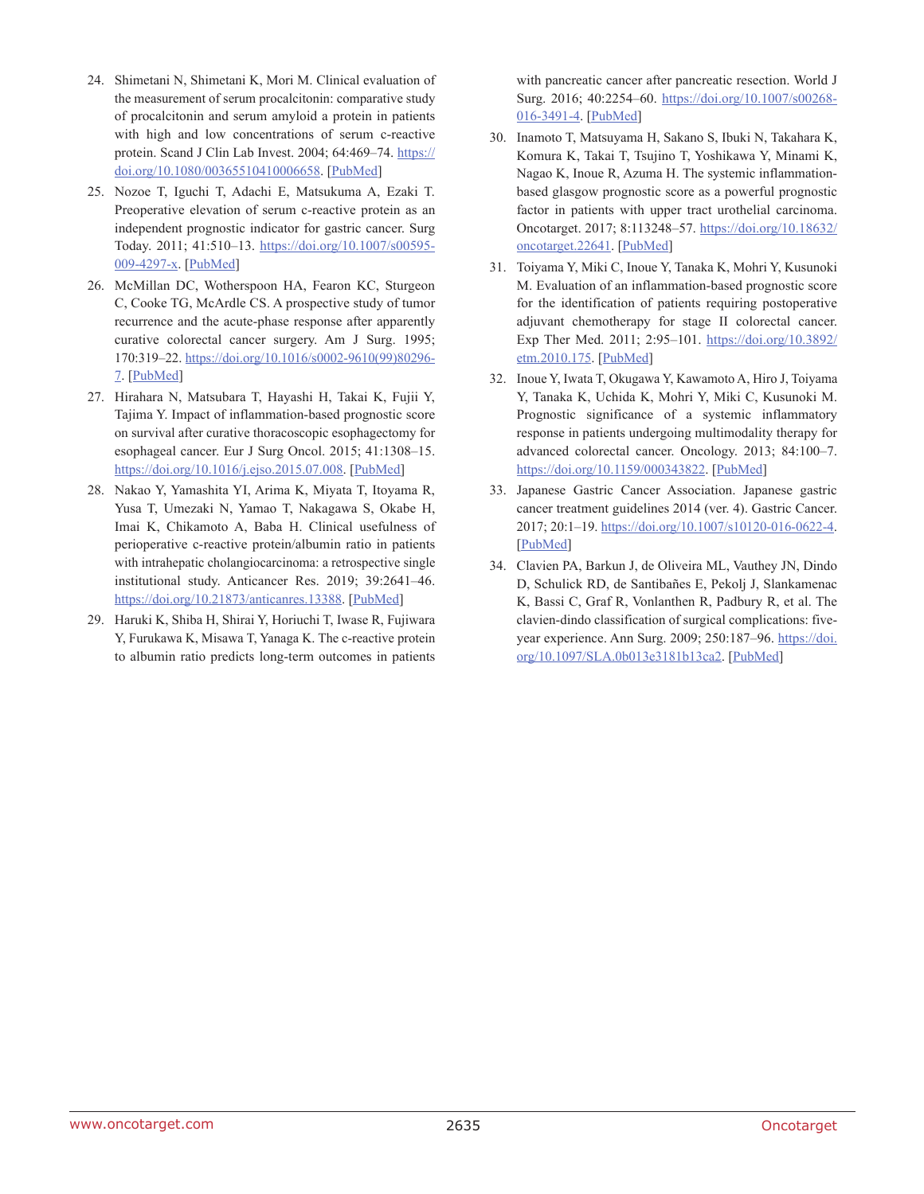24. Shimetani N, Shimetani K, Mori M. Clinical evaluation of the measurement of serum procalcitonin: comparative study of procalcitonin and serum amyloid a protein in patients with high and low concentrations of serum c-reactive protein. Scand J Clin Lab Invest. 2004; 64:469–74. https://doi.org/10.1080/00365510410006658. [PubMed]

25. Nozoe T, Iguchi T, Adachi E, Matsukuma A, Ezaki T. Preoperative elevation of serum c-reactive protein as an independent prognostic indicator for gastric cancer. Surg Today. 2011; 41:510–13. https://doi.org/10.1007/s00595-009-4297-x. [PubMed]

26. McMillan DC, Wotherspoon HA, Fearon KC, Sturgeon C, Cooke TG, McArdle CS. A prospective study of tumor recurrence and the acute-phase response after apparently curative colorectal cancer surgery. Am J Surg. 1995; 170:319–22. https://doi.org/10.1016/s0002-9610(99)80296-7. [PubMed]

27. Hirahara N, Matsubara T, Hayashi H, Takai K, Fujii Y, Tajima Y. Impact of inflammation-based prognostic score on survival after curative thoracoscopic esophagectomy for esophageal cancer. Eur J Surg Oncol. 2015; 41:1308–15. https://doi.org/10.1016/j.ejso.2015.07.008. [PubMed]

28. Nakao Y, Yamashita YI, Arima K, Miyata T, Itoyama R, Yusa T, Umezaki N, Yamao T, Nakagawa S, Okabe H, Imai K, Chikamoto A, Baba H. Clinical usefulness of perioperative c-reactive protein/albumin ratio in patients with intrahepatic cholangiocarcinoma: a retrospective single institutional study. Anticancer Res. 2019; 39:2641–46. https://doi.org/10.21873/anticanres.13388. [PubMed]

29. Haruki K, Shiba H, Shirai Y, Horiuchi T, Iwase R, Fujiwara Y, Furukawa K, Misawa T, Yanaga K. The c-reactive protein to albumin ratio predicts long-term outcomes in patients with pancreatic cancer after pancreatic resection. World J Surg. 2016; 40:2254–60. https://doi.org/10.1007/s00268-016-3491-4. [PubMed]

30. Inamoto T, Matsuyama H, Sakano S, Ibuki N, Takahara K, Komura K, Takai T, Tsujino T, Yoshikawa Y, Minami K, Nagao K, Inoue R, Azuma H. The systemic inflammation-based glasgow prognostic score as a powerful prognostic factor in patients with upper tract urothelial carcinoma. Oncotarget. 2017; 8:113248–57. https://doi.org/10.18632/oncotarget.22641. [PubMed]

31. Toiyama Y, Miki C, Inoue Y, Tanaka K, Mohri Y, Kusunoki M. Evaluation of an inflammation-based prognostic score for the identification of patients requiring postoperative adjuvant chemotherapy for stage II colorectal cancer. Exp Ther Med. 2011; 2:95–101. https://doi.org/10.3892/etm.2010.175. [PubMed]

32. Inoue Y, Iwata T, Okugawa Y, Kawamoto A, Hiro J, Toiyama Y, Tanaka K, Uchida K, Mohri Y, Miki C, Kusunoki M. Prognostic significance of a systemic inflammatory response in patients undergoing multimodality therapy for advanced colorectal cancer. Oncology. 2013; 84:100–7. https://doi.org/10.1159/000343822. [PubMed]

33. Japanese Gastric Cancer Association. Japanese gastric cancer treatment guidelines 2014 (ver. 4). Gastric Cancer. 2017; 20:1–19. https://doi.org/10.1007/s10120-016-0622-4. [PubMed]

34. Clavien PA, Barkun J, de Oliveira ML, Vauthey JN, Dindo D, Schulick RD, de Santibañes E, Pekolj J, Slankamenac K, Bassi C, Graf R, Vonlanthen R, Padbury R, et al. The clavien-dindo classification of surgical complications: five-year experience. Ann Surg. 2009; 250:187–96. https://doi.org/10.1097/SLA.0b013e3181b13ca2. [PubMed]